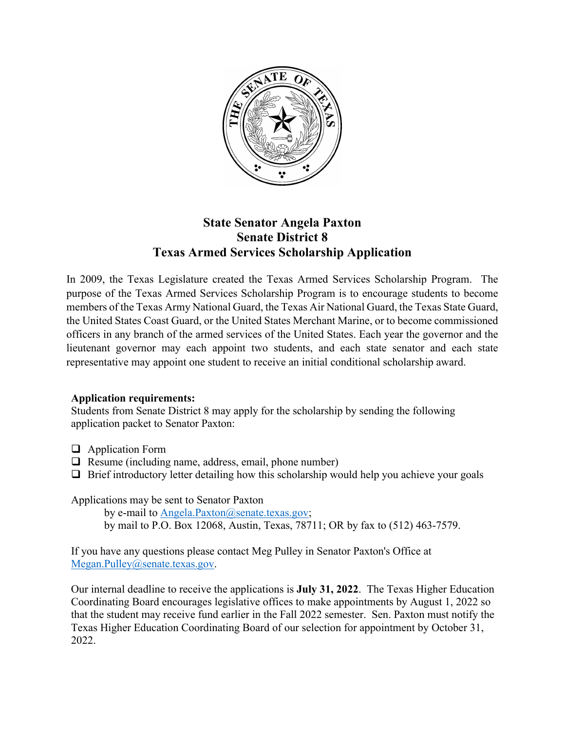# State Senator Angela Paxton
# Senate District 8
# Texas Armed Services Scholarship Application

In 2009, the Texas Legislature created the Texas Armed Services Scholarship Program. The purpose of the Texas Armed Services Scholarship Program is to encourage students to become members of the Texas Army National Guard, the Texas Air National Guard, the Texas State Guard, the United States Coast Guard, or the United States Merchant Marine, or to become commissioned officers in any branch of the armed services of the United States. Each year the governor and the lieutenant governor may each appoint two students, and each state senator and each state representative may appoint one student to receive an initial conditional scholarship award.

**Application requirements:**
Students from Senate District 8 may apply for the scholarship by sending the following application packet to Senator Paxton:

- ❑ Application Form
- ❑ Resume (including name, address, email, phone number)
- ❑ Brief introductory letter detailing how this scholarship would help you achieve your goals

Applications may be sent to Senator Paxton
  by e-mail to Angela.Paxton@senate.texas.gov;
  by mail to P.O. Box 12068, Austin, Texas, 78711; OR by fax to (512) 463-7579.

If you have any questions please contact Meg Pulley in Senator Paxton's Office at Megan.Pulley@senate.texas.gov.

Our internal deadline to receive the applications is **July 31, 2022**. The Texas Higher Education Coordinating Board encourages legislative offices to make appointments by August 1, 2022 so that the student may receive fund earlier in the Fall 2022 semester. Sen. Paxton must notify the Texas Higher Education Coordinating Board of our selection for appointment by October 31, 2022.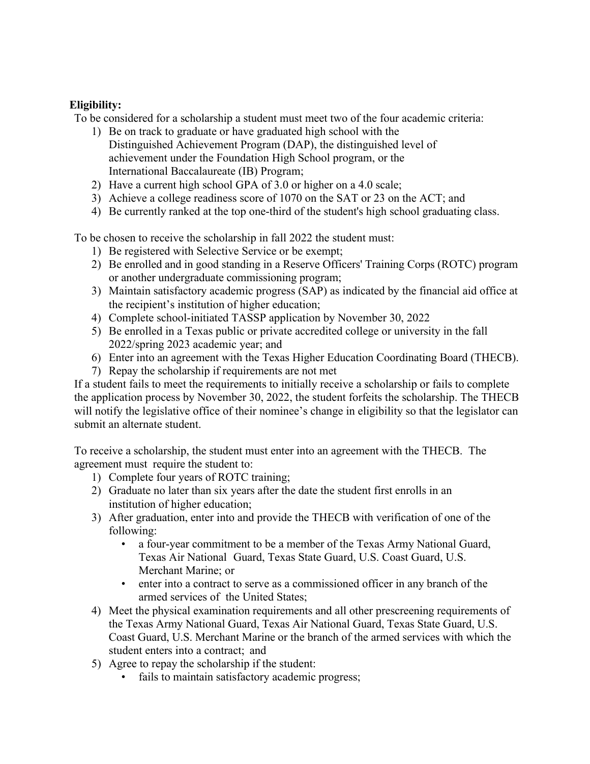**Eligibility:**

To be considered for a scholarship a student must meet two of the four academic criteria:

1) Be on track to graduate or have graduated high school with the Distinguished Achievement Program (DAP), the distinguished level of achievement under the Foundation High School program, or the International Baccalaureate (IB) Program;
2) Have a current high school GPA of 3.0 or higher on a 4.0 scale;
3) Achieve a college readiness score of 1070 on the SAT or 23 on the ACT; and
4) Be currently ranked at the top one-third of the student's high school graduating class.

To be chosen to receive the scholarship in fall 2022 the student must:

1) Be registered with Selective Service or be exempt;
2) Be enrolled and in good standing in a Reserve Officers' Training Corps (ROTC) program or another undergraduate commissioning program;
3) Maintain satisfactory academic progress (SAP) as indicated by the financial aid office at the recipient's institution of higher education;
4) Complete school-initiated TASSP application by November 30, 2022
5) Be enrolled in a Texas public or private accredited college or university in the fall 2022/spring 2023 academic year; and
6) Enter into an agreement with the Texas Higher Education Coordinating Board (THECB).
7) Repay the scholarship if requirements are not met

If a student fails to meet the requirements to initially receive a scholarship or fails to complete the application process by November 30, 2022, the student forfeits the scholarship. The THECB will notify the legislative office of their nominee's change in eligibility so that the legislator can submit an alternate student.

To receive a scholarship, the student must enter into an agreement with the THECB. The agreement must require the student to:

1) Complete four years of ROTC training;
2) Graduate no later than six years after the date the student first enrolls in an institution of higher education;
3) After graduation, enter into and provide the THECB with verification of one of the following:
   - a four-year commitment to be a member of the Texas Army National Guard, Texas Air National Guard, Texas State Guard, U.S. Coast Guard, U.S. Merchant Marine; or
   - enter into a contract to serve as a commissioned officer in any branch of the armed services of the United States;
4) Meet the physical examination requirements and all other prescreening requirements of the Texas Army National Guard, Texas Air National Guard, Texas State Guard, U.S. Coast Guard, U.S. Merchant Marine or the branch of the armed services with which the student enters into a contract; and
5) Agree to repay the scholarship if the student:
   - fails to maintain satisfactory academic progress;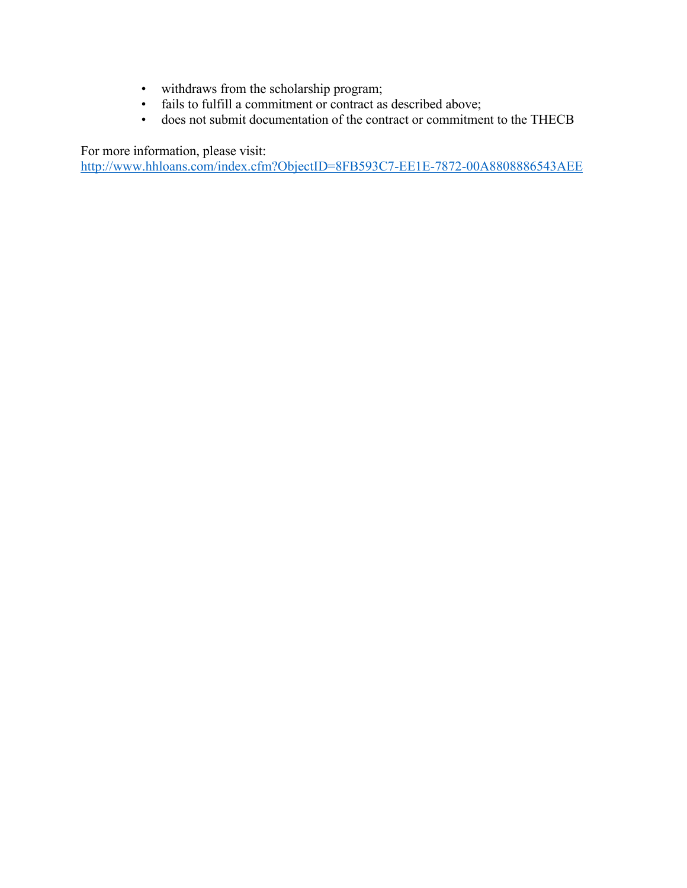- withdraws from the scholarship program;
- fails to fulfill a commitment or contract as described above;
- does not submit documentation of the contract or commitment to the THECB

For more information, please visit:
http://www.hhloans.com/index.cfm?ObjectID=8FB593C7-EE1E-7872-00A8808886543AEE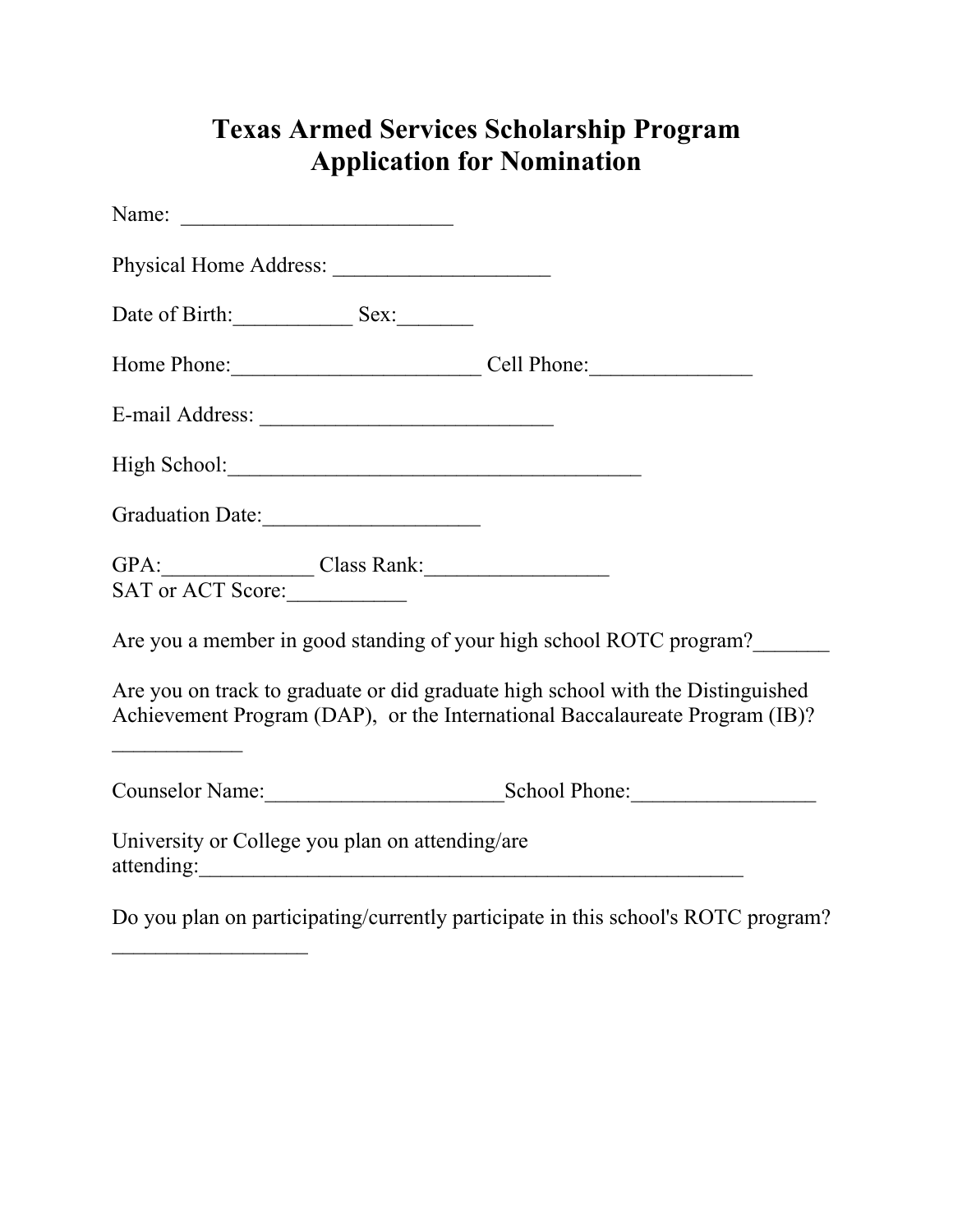# Texas Armed Services Scholarship Program
# Application for Nomination

Name: _________________________

Physical Home Address: ____________________

Date of Birth:___________ Sex:_______

Home Phone:_______________________ Cell Phone:_______________

E-mail Address: ___________________________

High School:_______________________________________

Graduation Date:____________________

GPA:______________ Class Rank:_________________
SAT or ACT Score:___________

Are you a member in good standing of your high school ROTC program?_______

Are you on track to graduate or did graduate high school with the Distinguished Achievement Program (DAP), or the International Baccalaureate Program (IB)?
____________

Counselor Name:______________________School Phone:_________________

University or College you plan on attending/are attending:__________________________________________________

Do you plan on participating/currently participate in this school's ROTC program?
__________________